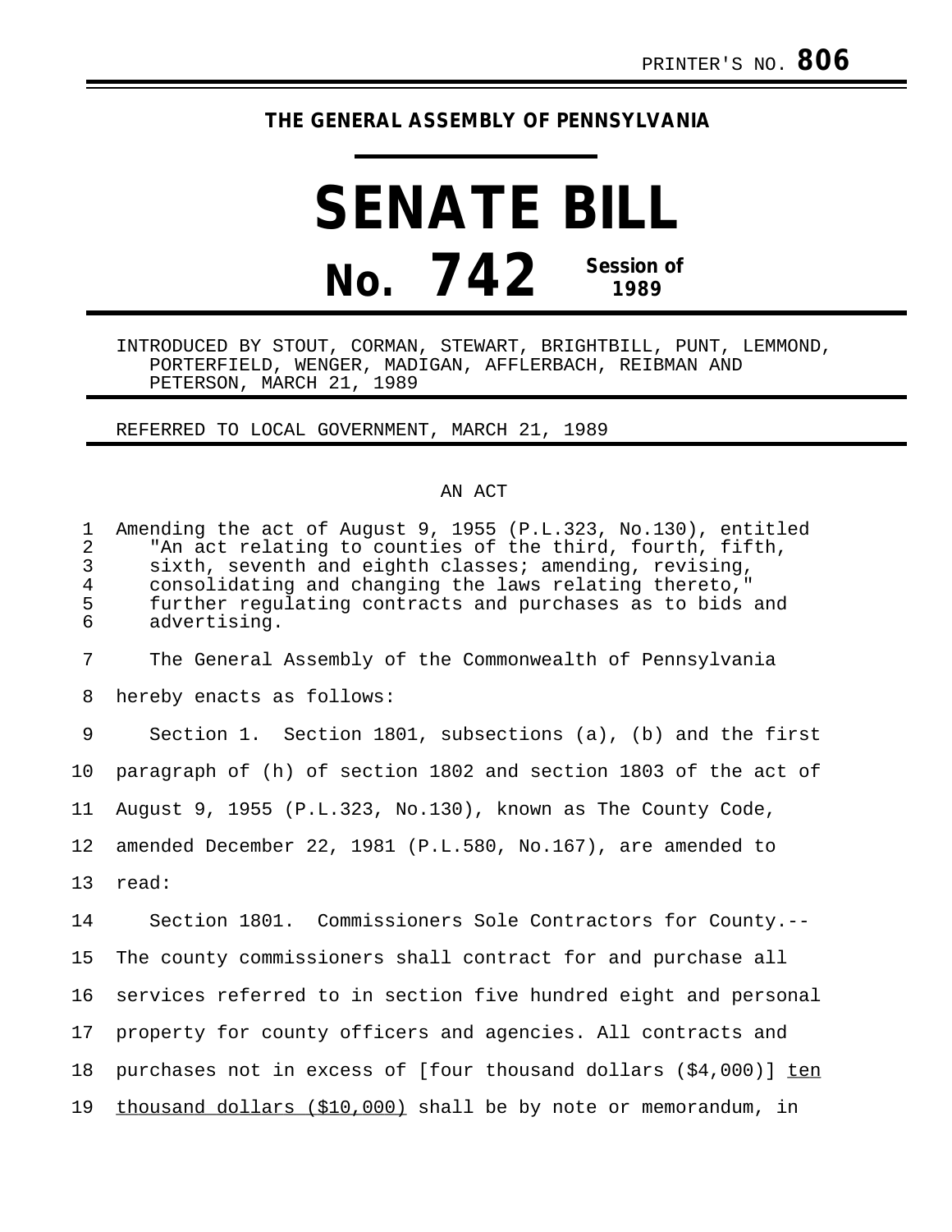PRINTER'S NO. **806**

**THE GENERAL ASSEMBLY OF PENNSYLVANIA**

# SENATE BILL

# No. 742

**Session of 1989**

INTRODUCED BY STOUT, CORMAN, STEWART, BRIGHTBILL, PUNT, LEMMOND, PORTERFIELD, WENGER, MADIGAN, AFFLERBACH, REIBMAN AND PETERSON, MARCH 21, 1989

REFERRED TO LOCAL GOVERNMENT, MARCH 21, 1989

AN ACT

Amending the act of August 9, 1955 (P.L.323, No.130), entitled "An act relating to counties of the third, fourth, fifth, sixth, seventh and eighth classes; amending, revising, consolidating and changing the laws relating thereto," further regulating contracts and purchases as to bids and advertising.

The General Assembly of the Commonwealth of Pennsylvania hereby enacts as follows:

Section 1. Section 1801, subsections (a), (b) and the first paragraph of (h) of section 1802 and section 1803 of the act of August 9, 1955 (P.L.323, No.130), known as The County Code, amended December 22, 1981 (P.L.580, No.167), are amended to read:

Section 1801. Commissioners Sole Contractors for County.-- The county commissioners shall contract for and purchase all services referred to in section five hundred eight and personal property for county officers and agencies. All contracts and purchases not in excess of [four thousand dollars ($4,000)] <u>ten thousand dollars ($10,000)</u> shall be by note or memorandum, in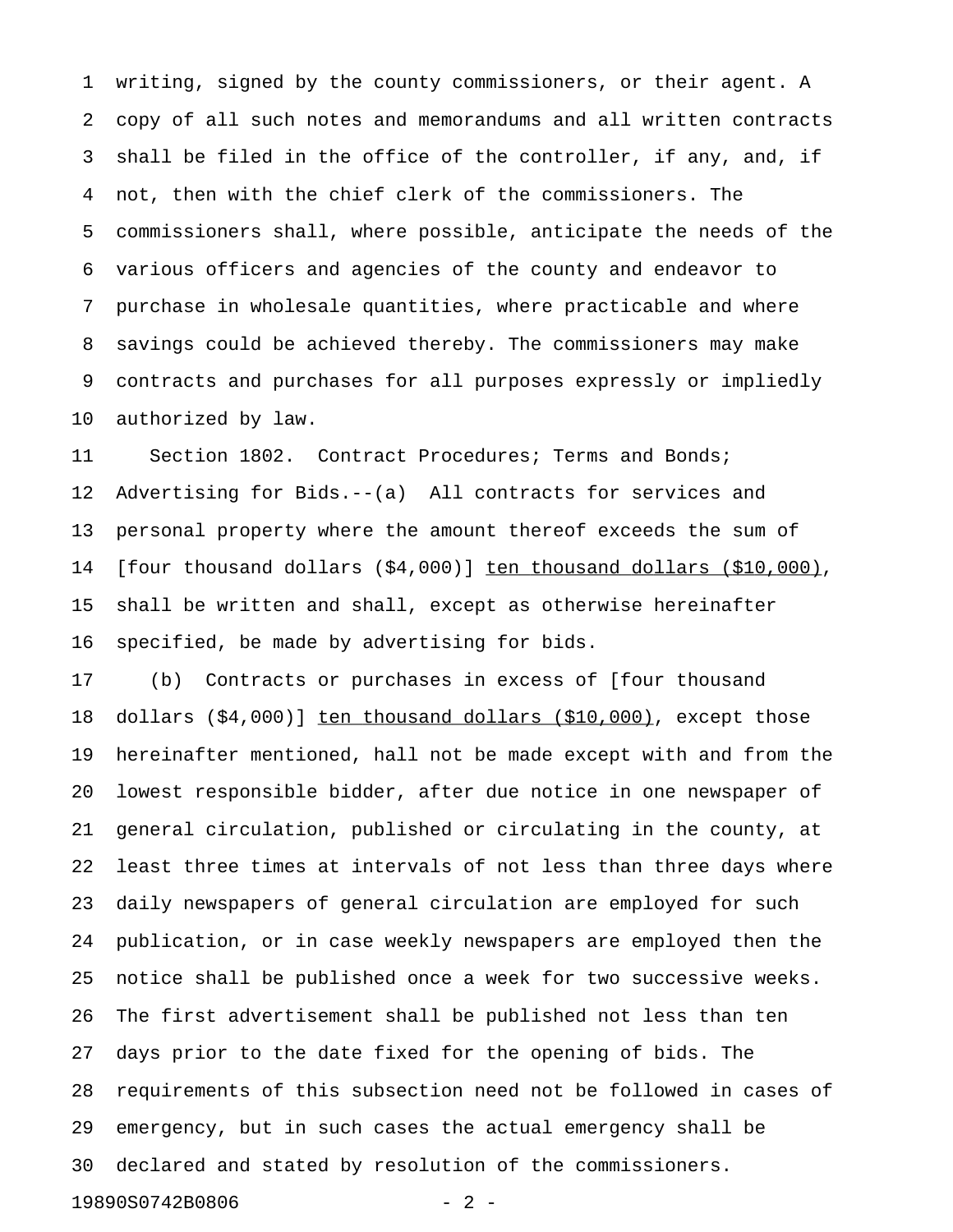writing, signed by the county commissioners, or their agent. A copy of all such notes and memorandums and all written contracts shall be filed in the office of the controller, if any, and, if not, then with the chief clerk of the commissioners. The commissioners shall, where possible, anticipate the needs of the various officers and agencies of the county and endeavor to purchase in wholesale quantities, where practicable and where savings could be achieved thereby. The commissioners may make contracts and purchases for all purposes expressly or impliedly authorized by law.

Section 1802. Contract Procedures; Terms and Bonds; Advertising for Bids.--(a) All contracts for services and personal property where the amount thereof exceeds the sum of [four thousand dollars ($4,000)] <u>ten thousand dollars ($10,000)</u>, shall be written and shall, except as otherwise hereinafter specified, be made by advertising for bids.

(b) Contracts or purchases in excess of [four thousand dollars ($4,000)] <u>ten thousand dollars ($10,000)</u>, except those hereinafter mentioned, hall not be made except with and from the lowest responsible bidder, after due notice in one newspaper of general circulation, published or circulating in the county, at least three times at intervals of not less than three days where daily newspapers of general circulation are employed for such publication, or in case weekly newspapers are employed then the notice shall be published once a week for two successive weeks. The first advertisement shall be published not less than ten days prior to the date fixed for the opening of bids. The requirements of this subsection need not be followed in cases of emergency, but in such cases the actual emergency shall be declared and stated by resolution of the commissioners.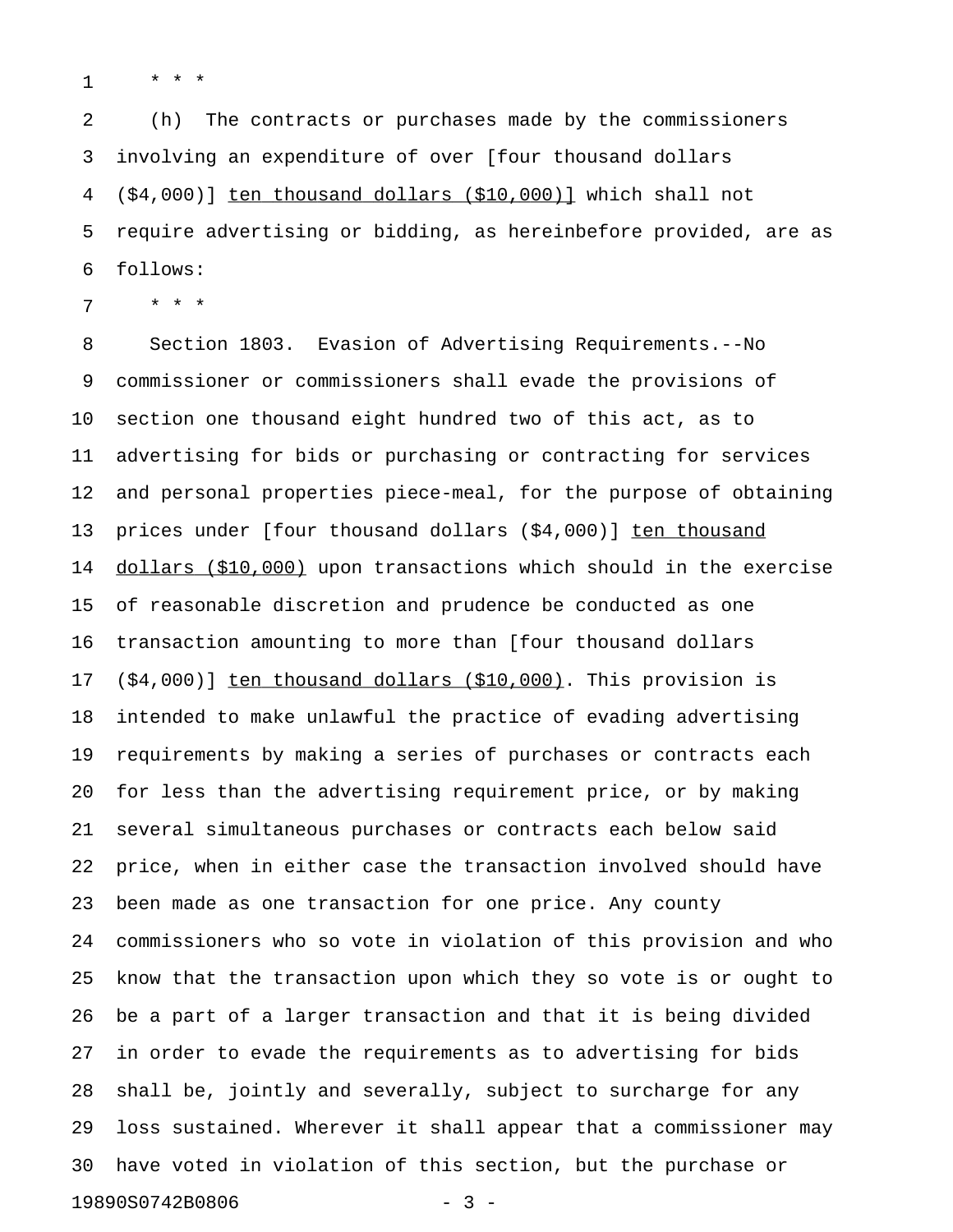\* \* \*

(h) The contracts or purchases made by the commissioners involving an expenditure of over [four thousand dollars ($4,000)] <u>ten thousand dollars ($10,000)]</u> which shall not require advertising or bidding, as hereinbefore provided, are as follows:

\* \* \*

Section 1803. Evasion of Advertising Requirements.--No commissioner or commissioners shall evade the provisions of section one thousand eight hundred two of this act, as to advertising for bids or purchasing or contracting for services and personal properties piece-meal, for the purpose of obtaining prices under [four thousand dollars ($4,000)] <u>ten thousand dollars ($10,000)</u> upon transactions which should in the exercise of reasonable discretion and prudence be conducted as one transaction amounting to more than [four thousand dollars ($4,000)] <u>ten thousand dollars ($10,000)</u>. This provision is intended to make unlawful the practice of evading advertising requirements by making a series of purchases or contracts each for less than the advertising requirement price, or by making several simultaneous purchases or contracts each below said price, when in either case the transaction involved should have been made as one transaction for one price. Any county commissioners who so vote in violation of this provision and who know that the transaction upon which they so vote is or ought to be a part of a larger transaction and that it is being divided in order to evade the requirements as to advertising for bids shall be, jointly and severally, subject to surcharge for any loss sustained. Wherever it shall appear that a commissioner may have voted in violation of this section, but the purchase or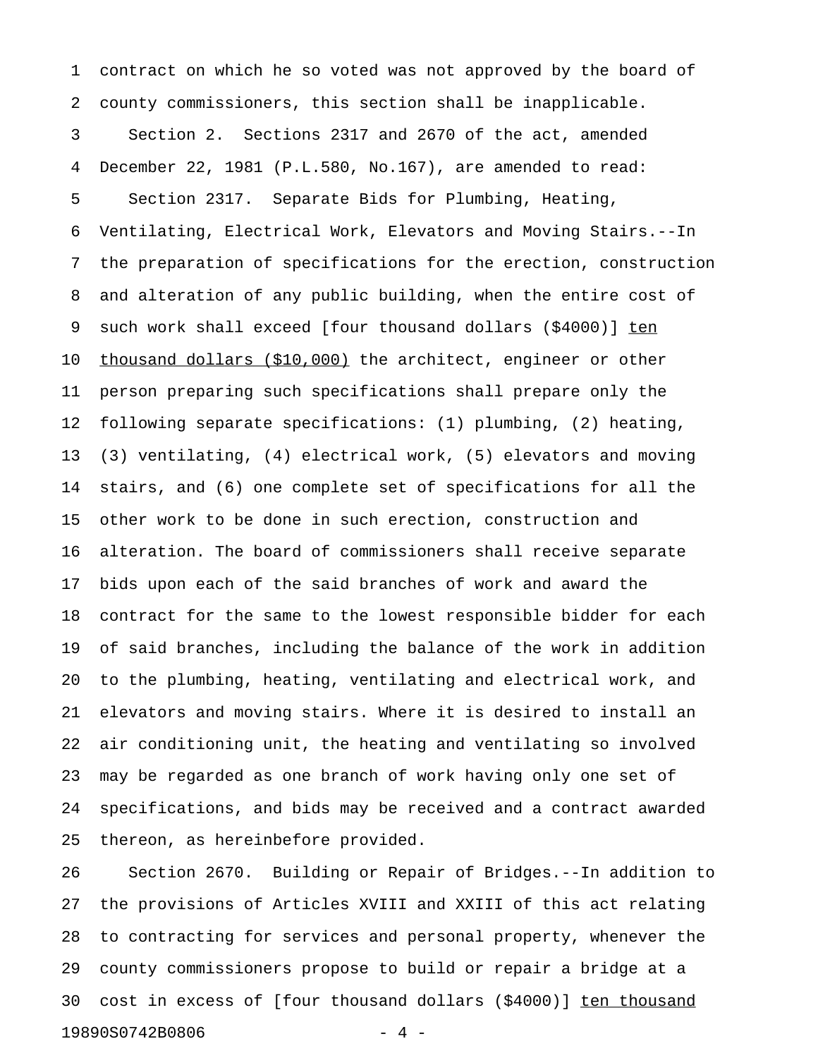contract on which he so voted was not approved by the board of county commissioners, this section shall be inapplicable.

Section 2. Sections 2317 and 2670 of the act, amended December 22, 1981 (P.L.580, No.167), are amended to read:

Section 2317. Separate Bids for Plumbing, Heating, Ventilating, Electrical Work, Elevators and Moving Stairs.--In the preparation of specifications for the erection, construction and alteration of any public building, when the entire cost of such work shall exceed [four thousand dollars ($4000)] <u>ten thousand dollars ($10,000)</u> the architect, engineer or other person preparing such specifications shall prepare only the following separate specifications: (1) plumbing, (2) heating, (3) ventilating, (4) electrical work, (5) elevators and moving stairs, and (6) one complete set of specifications for all the other work to be done in such erection, construction and alteration. The board of commissioners shall receive separate bids upon each of the said branches of work and award the contract for the same to the lowest responsible bidder for each of said branches, including the balance of the work in addition to the plumbing, heating, ventilating and electrical work, and elevators and moving stairs. Where it is desired to install an air conditioning unit, the heating and ventilating so involved may be regarded as one branch of work having only one set of specifications, and bids may be received and a contract awarded thereon, as hereinbefore provided.

Section 2670. Building or Repair of Bridges.--In addition to the provisions of Articles XVIII and XXIII of this act relating to contracting for services and personal property, whenever the county commissioners propose to build or repair a bridge at a cost in excess of [four thousand dollars ($4000)] <u>ten thousand</u>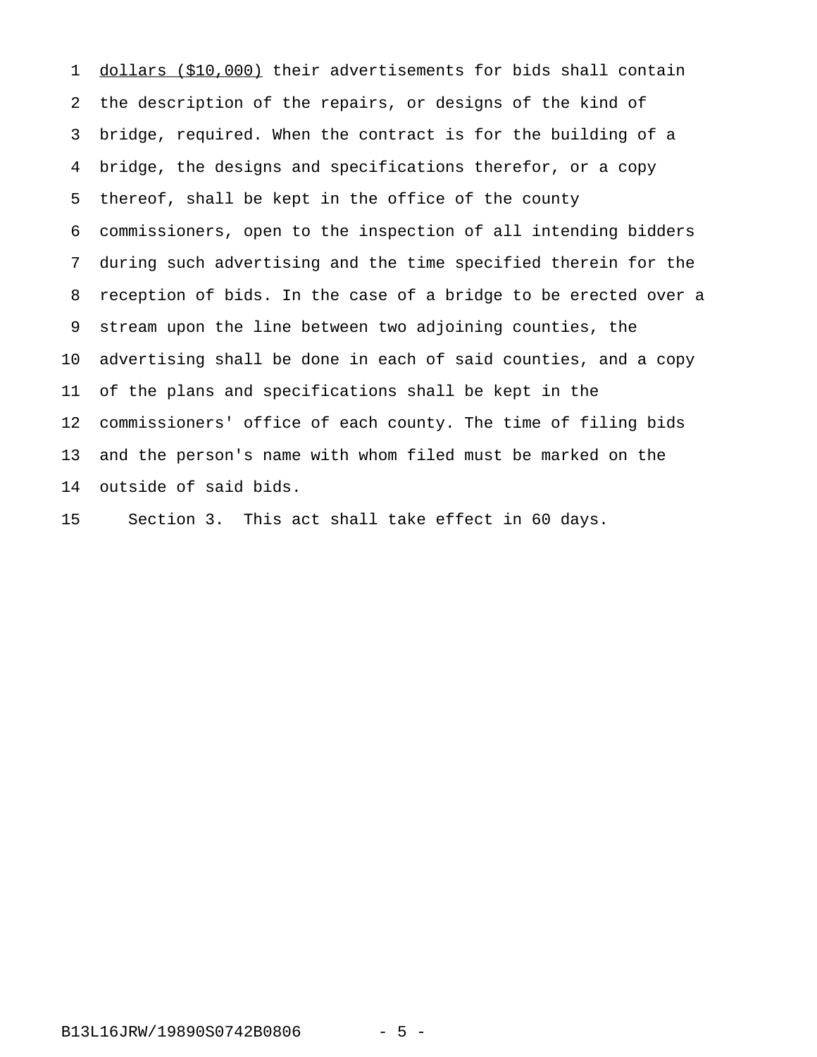dollars ($10,000) their advertisements for bids shall contain the description of the repairs, or designs of the kind of bridge, required. When the contract is for the building of a bridge, the designs and specifications therefor, or a copy thereof, shall be kept in the office of the county commissioners, open to the inspection of all intending bidders during such advertising and the time specified therein for the reception of bids. In the case of a bridge to be erected over a stream upon the line between two adjoining counties, the advertising shall be done in each of said counties, and a copy of the plans and specifications shall be kept in the commissioners' office of each county. The time of filing bids and the person's name with whom filed must be marked on the outside of said bids.

Section 3. This act shall take effect in 60 days.